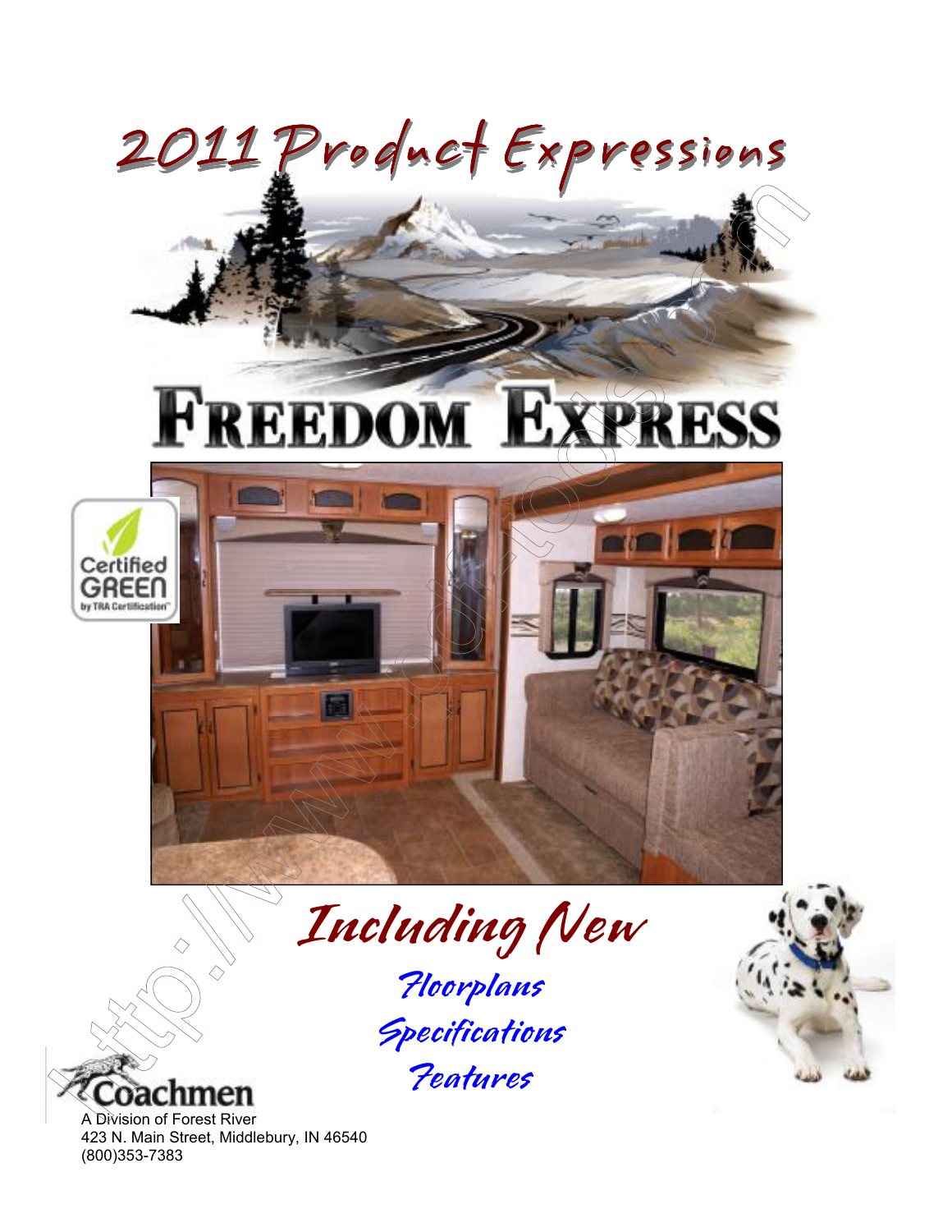# 2011 Product Expressions

# FREEDOM EXPRESS

Certified GREEN by TRA Certification

## *Including New*

*Floorplans*

*Specifications*

*Features*

Coachmen
A Division of Forest River
423 N. Main Street, Middlebury, IN 46540
(800)353-7383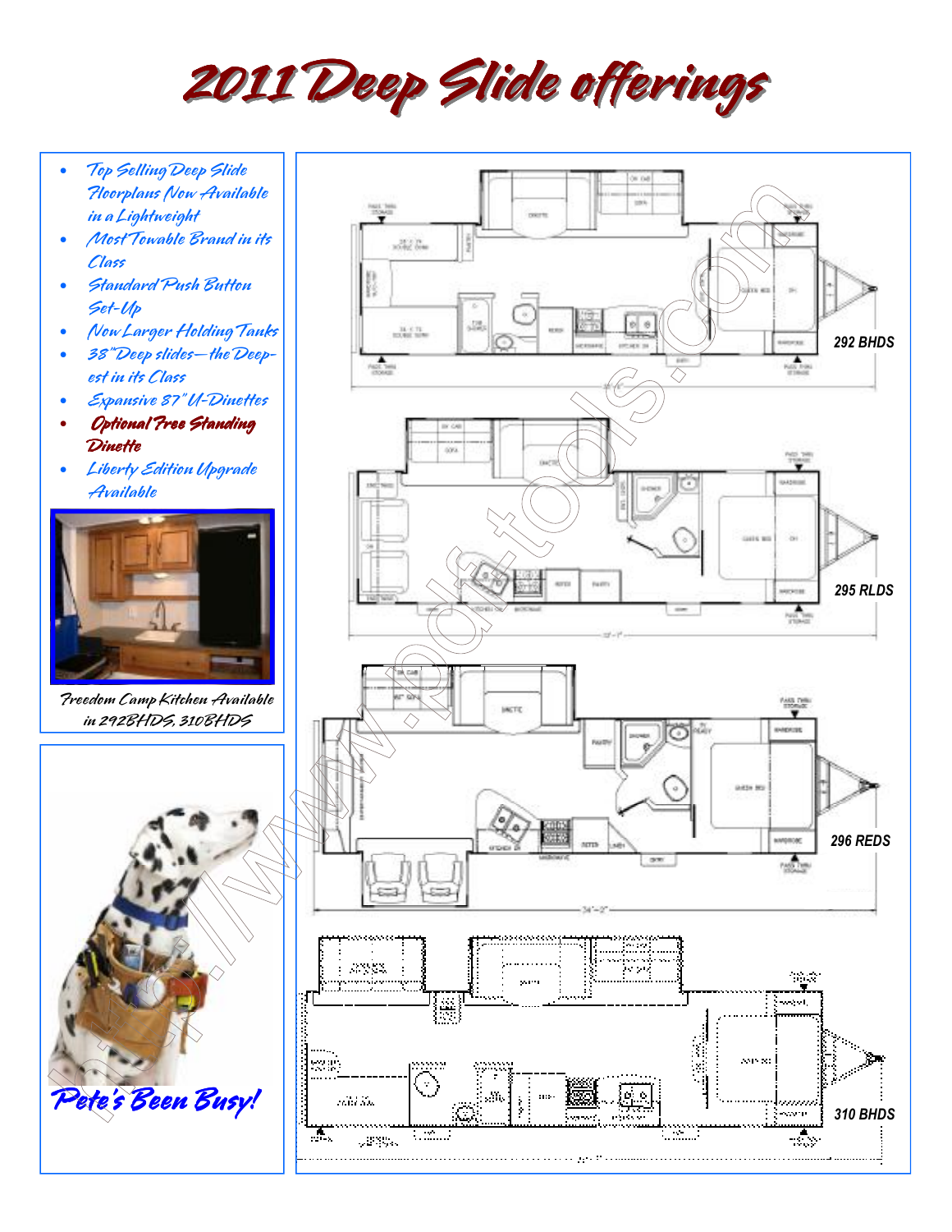# 2011 Deep Slide offerings

- *Top Selling Deep Slide Floorplans Now Available in a Lightweight*
- *Most Towable Brand in its Class*
- *Standard Push Button Set-Up*
- *Now Larger Holding Tanks*
- *38" Deep slides—the Deep-est in its Class*
- *Expansive 87" U-Dinettes*
- ***Optional Free Standing Dinette***
- *Liberty Edition Upgrade Available*

*Freedom Camp Kitchen Available in 292BHDS, 310BHDS*

***Pete's Been Busy!***

292 BHDS

295 RLDS

296 REDS

310 BHDS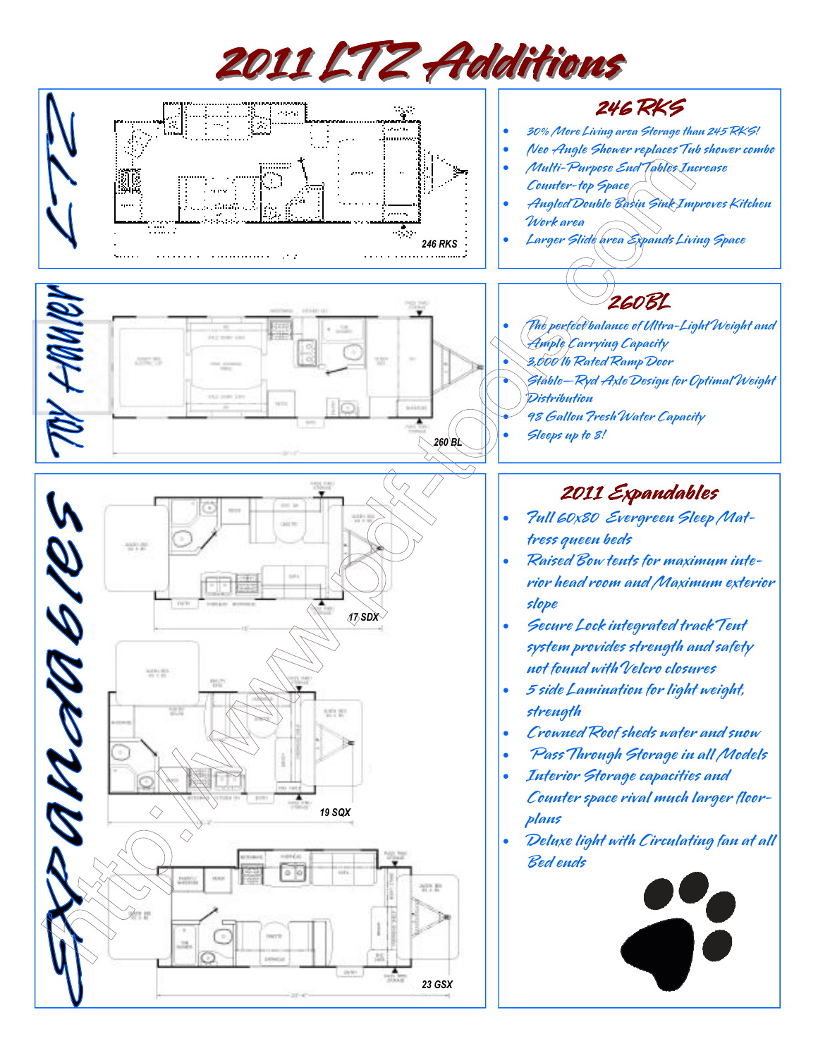# 2011 LTZ Additions

## LTZ

246 RKS

### 246 RKS

- 30% More Living area Storage than 245 RKS!
- Neo Angle Shower replaces Tub shower combo
- Multi-Purpose End Tables Increase Counter-top Space
- Angled Double Basin Sink Improves Kitchen Work area
- Larger Slide area Expands Living Space

## Toy Hauler

260 BL

### 260BL

- The perfect balance of Ultra-Light Weight and Ample Carrying Capacity
- 3,000 lb Rated Ramp Door
- Stable—Ryd Axle Design for Optimal Weight Distribution
- 98 Gallon Fresh Water Capacity
- Sleeps up to 8!

## Expandables

17 SDX

19 SQX

23 GSX

### 2011 Expandables

- Full 60x80 Evergreen Sleep Mattress queen beds
- Raised Bow tents for maximum interior head room and Maximum exterior slope
- Secure Lock integrated track Tent system provides strength and safety not found with Velcro closures
- 5 side Lamination for light weight, strength
- Crowned Roof sheds water and snow
- Pass Through Storage in all Models
- Interior Storage capacities and Counter space rival much larger floorplans
- Deluxe light with Circulating fan at all Bed ends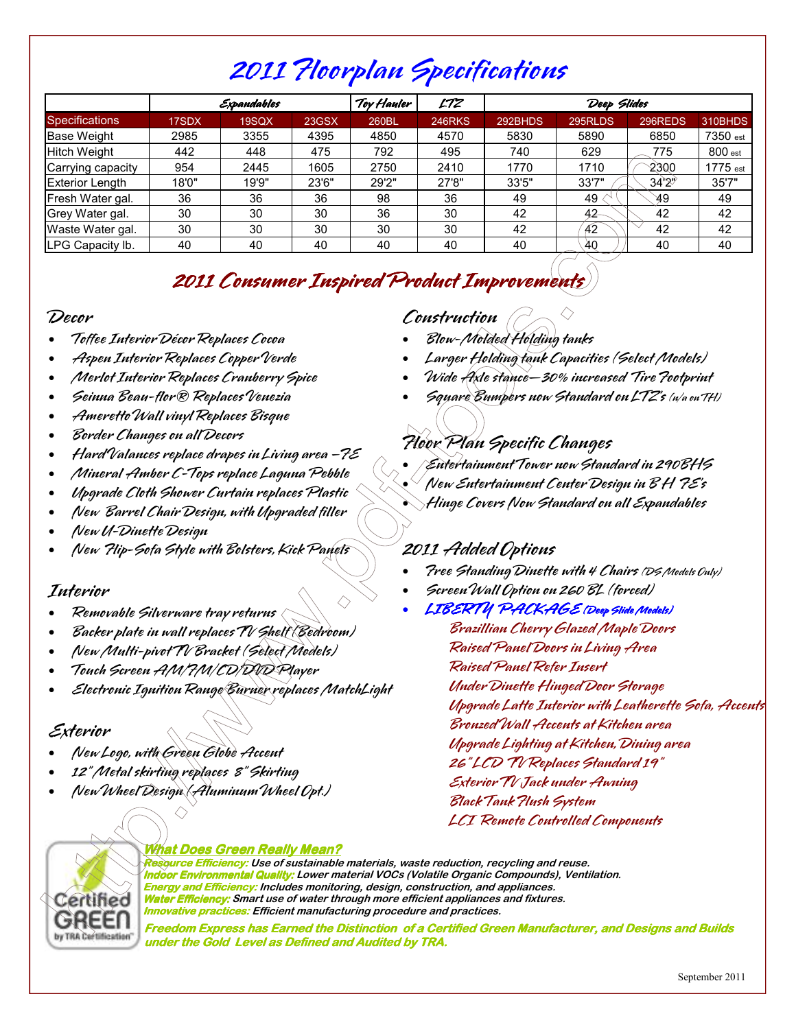# 2011 Floorplan Specifications

| | Expandables | | | Toy Hauler | LTZ | Deep Slides | | | |
|---|---|---|---|---|---|---|---|---|---|
| Specifications | 17SDX | 19SQX | 23GSX | 260BL | 246RKS | 292BHDS | 295RLDS | 296REDS | 310BHDS |
| Base Weight | 2985 | 3355 | 4395 | 4850 | 4570 | 5830 | 5890 | 6850 | 7350 est |
| Hitch Weight | 442 | 448 | 475 | 792 | 495 | 740 | 629 | 775 | 800 est |
| Carrying capacity | 954 | 2445 | 1605 | 2750 | 2410 | 1770 | 1710 | 2300 | 1775 est |
| Exterior Length | 18'0" | 19'9" | 23'6" | 29'2" | 27'8" | 33'5" | 33'7" | 34'2" | 35'7" |
| Fresh Water gal. | 36 | 36 | 36 | 98 | 36 | 49 | 49 | 49 | 49 |
| Grey Water gal. | 30 | 30 | 30 | 36 | 30 | 42 | 42 | 42 | 42 |
| Waste Water gal. | 30 | 30 | 30 | 30 | 30 | 42 | 42 | 42 | 42 |
| LPG Capacity lb. | 40 | 40 | 40 | 40 | 40 | 40 | 40 | 40 | 40 |

## 2011 Consumer Inspired Product Improvements

### Decor

- Toffee Interior Décor Replaces Cocoa
- Aspen Interior Replaces Copper Verde
- Merlot Interior Replaces Cranberry Spice
- Seinna Beau-flor® Replaces Venezia
- Ameretto Wall vinyl Replaces Bisque
- Border Changes on all Decors
- Hard Valances replace drapes in Living area –FE
- Mineral Amber C-Tops replace Laguna Pebble
- Upgrade Cloth Shower Curtain replaces Plastic
- New Barrel Chair Design, with Upgraded filler
- New U-Dinette Design
- New Flip-Sofa Style with Bolsters, Kick Panels

### Interior

- Removable Silverware tray returns
- Backer plate in wall replaces TV Shelf (Bedroom)
- New Multi-pivot TV Bracket (Select Models)
- Touch Screen AM/FM/CD/DVD Player
- Electronic Ignition Range Burner replaces MatchLight

### Exterior

- New Logo, with Green Globe Accent
- 12" Metal skirting replaces 8" Skirting
- New Wheel Design (Aluminum Wheel Opt.)

### Construction

- Blow-Molded Holding tanks
- Larger Holding tank Capacities (Select Models)
- Wide Axle stance—30% increased Tire Footprint
- Square Bumpers now Standard on LTZ's (n/a on TH)

### Floor Plan Specific Changes

- Entertainment Tower now Standard in 290BHS
- New Entertainment Center Design in BH FE's
- Hinge Covers Now Standard on all Expandables

### 2011 Added Options

- Free Standing Dinette with 4 Chairs (DS Models Only)
- Screen Wall Option on 260 BL (forced)
- LIBERTY PACKAGE (Deep Slide Models)
  - Brazillian Cherry Glazed Maple Doors
  - Raised Panel Doors in Living Area
  - Raised Panel Refer Insert
  - Under Dinette Hinged Door Storage
  - Upgrade Latte Interior with Leatherette Sofa, Accents
  - Bronzed Wall Accents at Kitchen area
  - Upgrade Lighting at Kitchen, Dining area
  - 26" LCD TV Replaces Standard 19"
  - Exterior TV Jack under Awning
  - Black Tank Flush System
  - LCI Remote Controlled Components

Certified GREEN by TRA Certification

**What Does Green Really Mean?**

**Resource Efficiency:** Use of sustainable materials, waste reduction, recycling and reuse.
**Indoor Environmental Quality:** Lower material VOCs (Volatile Organic Compounds), Ventilation.
**Energy and Efficiency:** Includes monitoring, design, construction, and appliances.
**Water Efficiency:** Smart use of water through more efficient appliances and fixtures.
**Innovative practices:** Efficient manufacturing procedure and practices.

**Freedom Express has Earned the Distinction of a Certified Green Manufacturer, and Designs and Builds under the Gold Level as Defined and Audited by TRA.**

September 2011